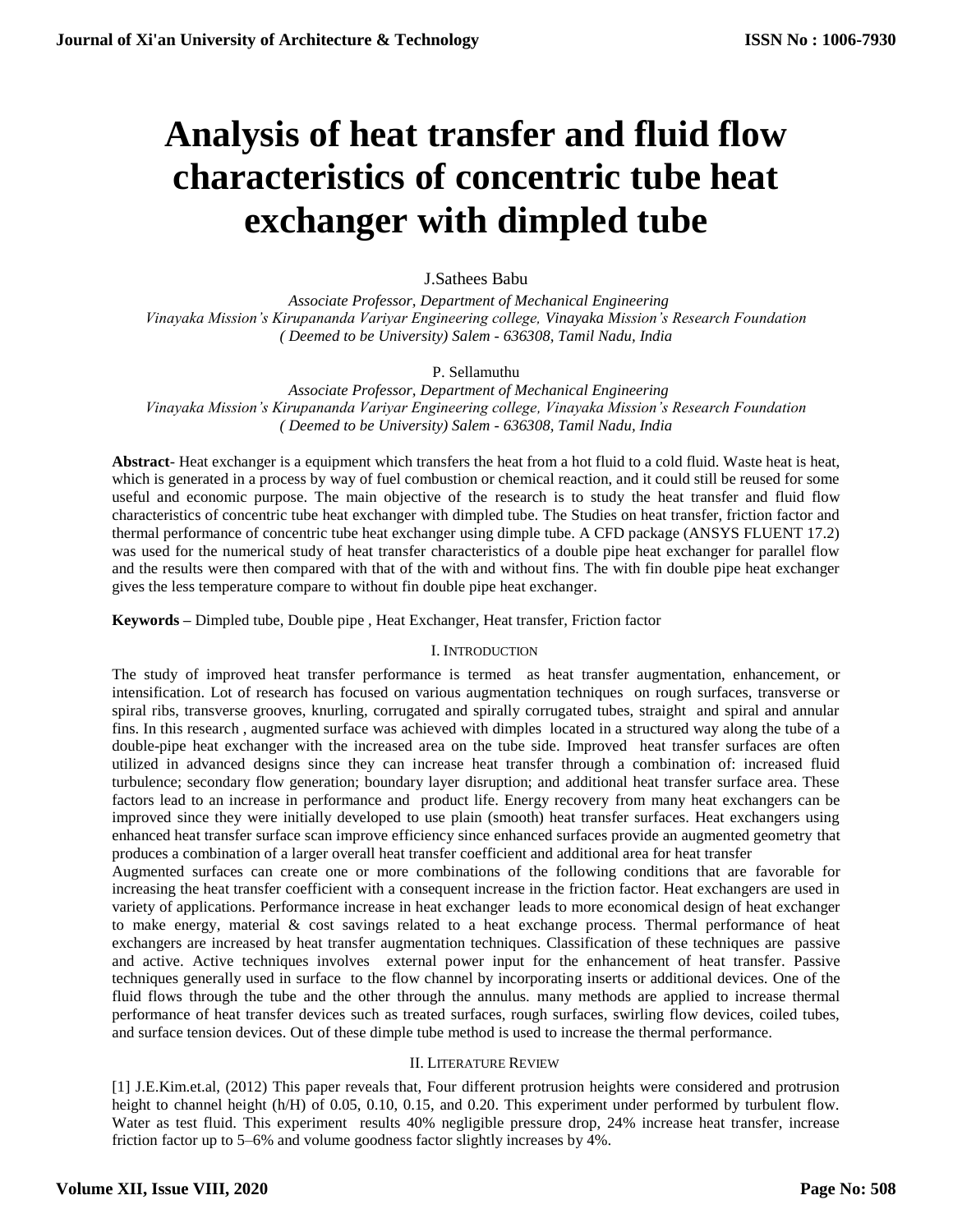# Analysis of heat transfer and fluid flow characteristics of concentric tube heat exchanger with dimpled tube

J.Sathees Babu

*Associate Professor, Department of Mechanical Engineering*
*Vinayaka Mission's Kirupananda Variyar Engineering college, Vinayaka Mission's Research Foundation*
*( Deemed to be University) Salem - 636308, Tamil Nadu, India*

P. Sellamuthu

*Associate Professor, Department of Mechanical Engineering*
*Vinayaka Mission's Kirupananda Variyar Engineering college, Vinayaka Mission's Research Foundation*
*( Deemed to be University) Salem - 636308, Tamil Nadu, India*

**Abstract**- Heat exchanger is a equipment which transfers the heat from a hot fluid to a cold fluid. Waste heat is heat, which is generated in a process by way of fuel combustion or chemical reaction, and it could still be reused for some useful and economic purpose. The main objective of the research is to study the heat transfer and fluid flow characteristics of concentric tube heat exchanger with dimpled tube. The Studies on heat transfer, friction factor and thermal performance of concentric tube heat exchanger using dimple tube. A CFD package (ANSYS FLUENT 17.2) was used for the numerical study of heat transfer characteristics of a double pipe heat exchanger for parallel flow and the results were then compared with that of the with and without fins. The with fin double pipe heat exchanger gives the less temperature compare to without fin double pipe heat exchanger.

**Keywords –** Dimpled tube, Double pipe , Heat Exchanger, Heat transfer, Friction factor

## I. Introduction

The study of improved heat transfer performance is termed as heat transfer augmentation, enhancement, or intensification. Lot of research has focused on various augmentation techniques on rough surfaces, transverse or spiral ribs, transverse grooves, knurling, corrugated and spirally corrugated tubes, straight and spiral and annular fins. In this research , augmented surface was achieved with dimples located in a structured way along the tube of a double-pipe heat exchanger with the increased area on the tube side. Improved heat transfer surfaces are often utilized in advanced designs since they can increase heat transfer through a combination of: increased fluid turbulence; secondary flow generation; boundary layer disruption; and additional heat transfer surface area. These factors lead to an increase in performance and product life. Energy recovery from many heat exchangers can be improved since they were initially developed to use plain (smooth) heat transfer surfaces. Heat exchangers using enhanced heat transfer surface scan improve efficiency since enhanced surfaces provide an augmented geometry that produces a combination of a larger overall heat transfer coefficient and additional area for heat transfer

Augmented surfaces can create one or more combinations of the following conditions that are favorable for increasing the heat transfer coefficient with a consequent increase in the friction factor. Heat exchangers are used in variety of applications. Performance increase in heat exchanger leads to more economical design of heat exchanger to make energy, material & cost savings related to a heat exchange process. Thermal performance of heat exchangers are increased by heat transfer augmentation techniques. Classification of these techniques are passive and active. Active techniques involves external power input for the enhancement of heat transfer. Passive techniques generally used in surface to the flow channel by incorporating inserts or additional devices. One of the fluid flows through the tube and the other through the annulus. many methods are applied to increase thermal performance of heat transfer devices such as treated surfaces, rough surfaces, swirling flow devices, coiled tubes, and surface tension devices. Out of these dimple tube method is used to increase the thermal performance.

## II. Literature Review

[1] J.E.Kim.et.al, (2012) This paper reveals that, Four different protrusion heights were considered and protrusion height to channel height (h/H) of 0.05, 0.10, 0.15, and 0.20. This experiment under performed by turbulent flow. Water as test fluid. This experiment results 40% negligible pressure drop, 24% increase heat transfer, increase friction factor up to 5–6% and volume goodness factor slightly increases by 4%.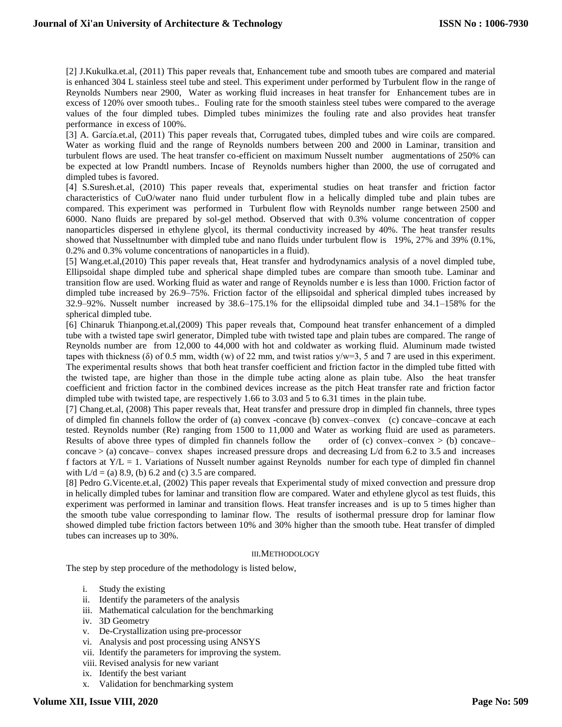[2] J.Kukulka.et.al, (2011) This paper reveals that, Enhancement tube and smooth tubes are compared and material is enhanced 304 L stainless steel tube and steel. This experiment under performed by Turbulent flow in the range of Reynolds Numbers near 2900, Water as working fluid increases in heat transfer for Enhancement tubes are in excess of 120% over smooth tubes.. Fouling rate for the smooth stainless steel tubes were compared to the average values of the four dimpled tubes. Dimpled tubes minimizes the fouling rate and also provides heat transfer performance in excess of 100%.

[3] A. García.et.al, (2011) This paper reveals that, Corrugated tubes, dimpled tubes and wire coils are compared. Water as working fluid and the range of Reynolds numbers between 200 and 2000 in Laminar, transition and turbulent flows are used. The heat transfer co-efficient on maximum Nusselt number augmentations of 250% can be expected at low Prandtl numbers. Incase of Reynolds numbers higher than 2000, the use of corrugated and dimpled tubes is favored.

[4] S.Suresh.et.al, (2010) This paper reveals that, experimental studies on heat transfer and friction factor characteristics of CuO/water nano fluid under turbulent flow in a helically dimpled tube and plain tubes are compared. This experiment was performed in Turbulent flow with Reynolds number range between 2500 and 6000. Nano fluids are prepared by sol-gel method. Observed that with 0.3% volume concentration of copper nanoparticles dispersed in ethylene glycol, its thermal conductivity increased by 40%. The heat transfer results showed that Nusseltnumber with dimpled tube and nano fluids under turbulent flow is 19%, 27% and 39% (0.1%, 0.2% and 0.3% volume concentrations of nanoparticles in a fluid).

[5] Wang.et.al,(2010) This paper reveals that, Heat transfer and hydrodynamics analysis of a novel dimpled tube, Ellipsoidal shape dimpled tube and spherical shape dimpled tubes are compare than smooth tube. Laminar and transition flow are used. Working fluid as water and range of Reynolds number e is less than 1000. Friction factor of dimpled tube increased by 26.9–75%. Friction factor of the ellipsoidal and spherical dimpled tubes increased by 32.9–92%. Nusselt number increased by 38.6–175.1% for the ellipsoidal dimpled tube and 34.1–158% for the spherical dimpled tube.

[6] Chinaruk Thianpong.et.al,(2009) This paper reveals that, Compound heat transfer enhancement of a dimpled tube with a twisted tape swirl generator, Dimpled tube with twisted tape and plain tubes are compared. The range of Reynolds number are from 12,000 to 44,000 with hot and coldwater as working fluid. Aluminum made twisted tapes with thickness (δ) of 0.5 mm, width (w) of 22 mm, and twist ratios y/w=3, 5 and 7 are used in this experiment. The experimental results shows that both heat transfer coefficient and friction factor in the dimpled tube fitted with the twisted tape, are higher than those in the dimple tube acting alone as plain tube. Also the heat transfer coefficient and friction factor in the combined devices increase as the pitch Heat transfer rate and friction factor dimpled tube with twisted tape, are respectively 1.66 to 3.03 and 5 to 6.31 times in the plain tube.

[7] Chang.et.al, (2008) This paper reveals that, Heat transfer and pressure drop in dimpled fin channels, three types of dimpled fin channels follow the order of (a) convex -concave (b) convex–convex (c) concave–concave at each tested. Reynolds number (Re) ranging from 1500 to 11,000 and Water as working fluid are used as parameters. Results of above three types of dimpled fin channels follow the order of (c) convex–convex > (b) concave–concave > (a) concave– convex shapes increased pressure drops and decreasing L/d from 6.2 to 3.5 and increases f factors at Y/L = 1. Variations of Nusselt number against Reynolds number for each type of dimpled fin channel with L/d = (a) 8.9, (b) 6.2 and (c) 3.5 are compared.

[8] Pedro G.Vicente.et.al, (2002) This paper reveals that Experimental study of mixed convection and pressure drop in helically dimpled tubes for laminar and transition flow are compared. Water and ethylene glycol as test fluids, this experiment was performed in laminar and transition flows. Heat transfer increases and is up to 5 times higher than the smooth tube value corresponding to laminar flow. The results of isothermal pressure drop for laminar flow showed dimpled tube friction factors between 10% and 30% higher than the smooth tube. Heat transfer of dimpled tubes can increases up to 30%.

## III.METHODOLOGY

The step by step procedure of the methodology is listed below,

i. Study the existing
ii. Identify the parameters of the analysis
iii. Mathematical calculation for the benchmarking
iv. 3D Geometry
v. De-Crystallization using pre-processor
vi. Analysis and post processing using ANSYS
vii. Identify the parameters for improving the system.
viii. Revised analysis for new variant
ix. Identify the best variant
x. Validation for benchmarking system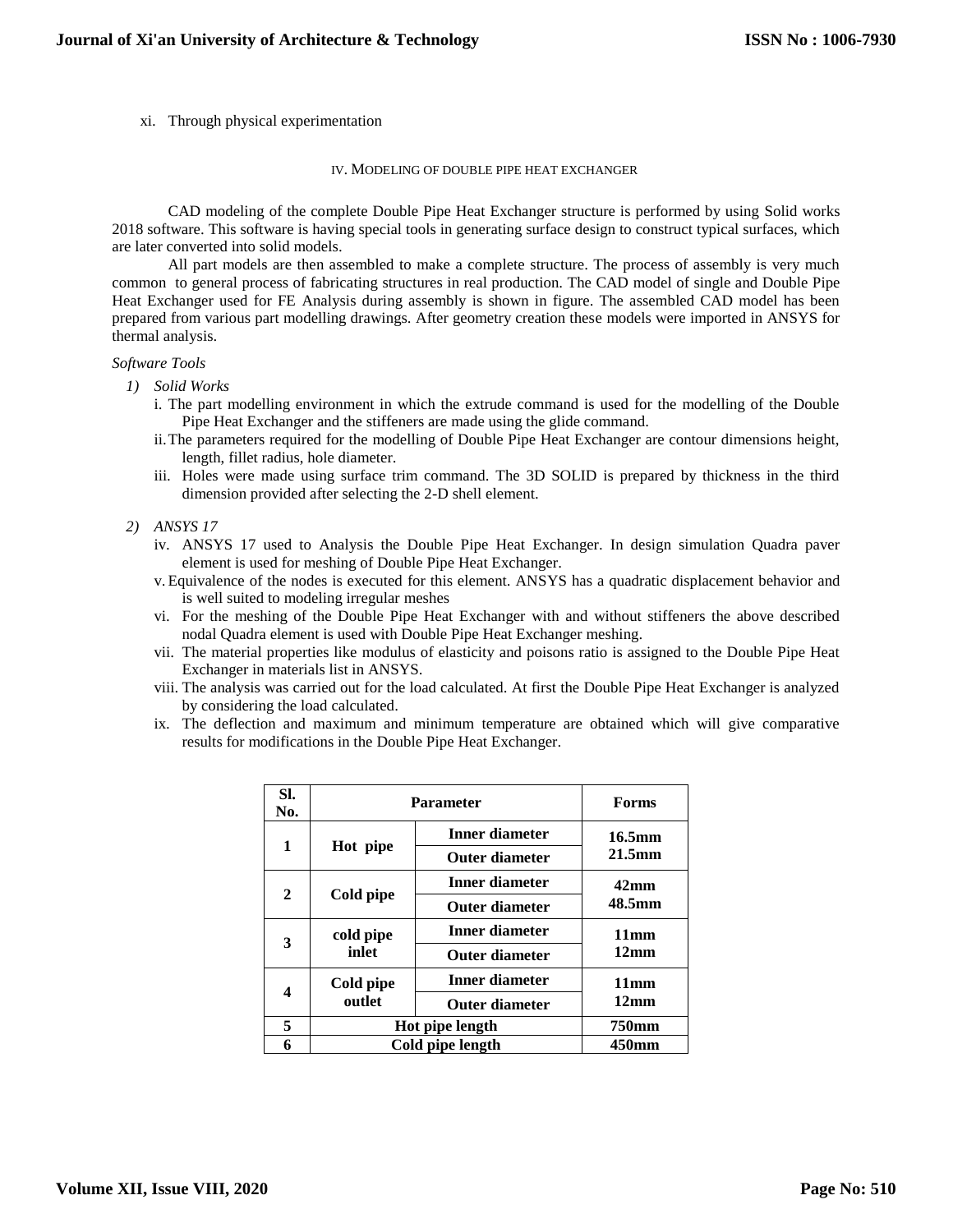xi. Through physical experimentation

## IV. MODELING OF DOUBLE PIPE HEAT EXCHANGER

CAD modeling of the complete Double Pipe Heat Exchanger structure is performed by using Solid works 2018 software. This software is having special tools in generating surface design to construct typical surfaces, which are later converted into solid models.

All part models are then assembled to make a complete structure. The process of assembly is very much common to general process of fabricating structures in real production. The CAD model of single and Double Pipe Heat Exchanger used for FE Analysis during assembly is shown in figure. The assembled CAD model has been prepared from various part modelling drawings. After geometry creation these models were imported in ANSYS for thermal analysis.

*Software Tools*

1) *Solid Works*

   i. The part modelling environment in which the extrude command is used for the modelling of the Double Pipe Heat Exchanger and the stiffeners are made using the glide command.

   ii. The parameters required for the modelling of Double Pipe Heat Exchanger are contour dimensions height, length, fillet radius, hole diameter.

   iii. Holes were made using surface trim command. The 3D SOLID is prepared by thickness in the third dimension provided after selecting the 2-D shell element.

2) *ANSYS 17*

   iv. ANSYS 17 used to Analysis the Double Pipe Heat Exchanger. In design simulation Quadra paver element is used for meshing of Double Pipe Heat Exchanger.

   v. Equivalence of the nodes is executed for this element. ANSYS has a quadratic displacement behavior and is well suited to modeling irregular meshes

   vi. For the meshing of the Double Pipe Heat Exchanger with and without stiffeners the above described nodal Quadra element is used with Double Pipe Heat Exchanger meshing.

   vii. The material properties like modulus of elasticity and poisons ratio is assigned to the Double Pipe Heat Exchanger in materials list in ANSYS.

   viii. The analysis was carried out for the load calculated. At first the Double Pipe Heat Exchanger is analyzed by considering the load calculated.

   ix. The deflection and maximum and minimum temperature are obtained which will give comparative results for modifications in the Double Pipe Heat Exchanger.

| Sl. No. | Parameter | | Forms |
|---|---|---|---|
| 1 | Hot pipe | Inner diameter | 16.5mm |
| | | Outer diameter | 21.5mm |
| 2 | Cold pipe | Inner diameter | 42mm |
| | | Outer diameter | 48.5mm |
| 3 | cold pipe inlet | Inner diameter | 11mm |
| | | Outer diameter | 12mm |
| 4 | Cold pipe outlet | Inner diameter | 11mm |
| | | Outer diameter | 12mm |
| 5 | Hot pipe length | | 750mm |
| 6 | Cold pipe length | | 450mm |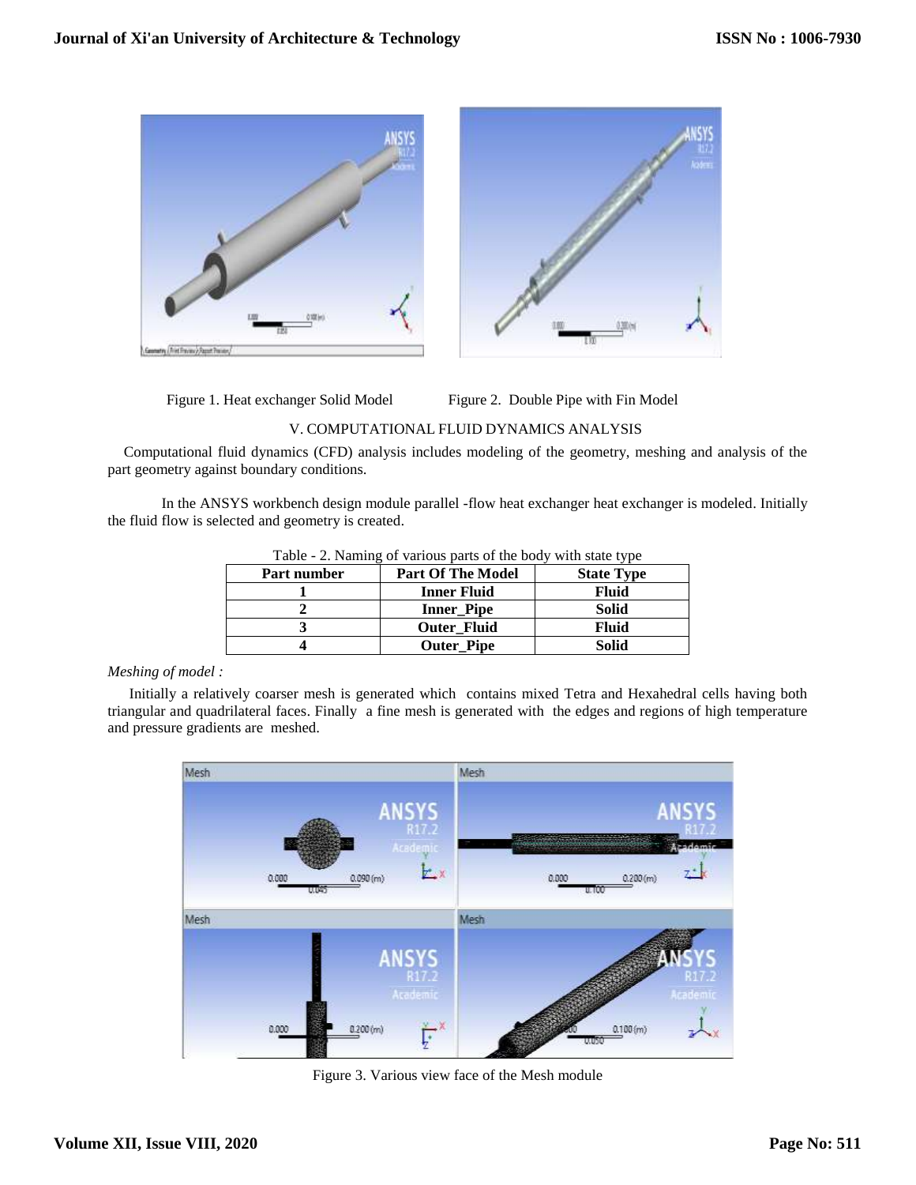Figure 1. Heat exchanger Solid Model

Figure 2. Double Pipe with Fin Model

## V. COMPUTATIONAL FLUID DYNAMICS ANALYSIS

Computational fluid dynamics (CFD) analysis includes modeling of the geometry, meshing and analysis of the part geometry against boundary conditions.

In the ANSYS workbench design module parallel -flow heat exchanger heat exchanger is modeled. Initially the fluid flow is selected and geometry is created.

Table - 2. Naming of various parts of the body with state type

| Part number | Part Of The Model | State Type |
|---|---|---|
| 1 | Inner Fluid | Fluid |
| 2 | Inner_Pipe | Solid |
| 3 | Outer_Fluid | Fluid |
| 4 | Outer_Pipe | Solid |

*Meshing of model :*

Initially a relatively coarser mesh is generated which contains mixed Tetra and Hexahedral cells having both triangular and quadrilateral faces. Finally a fine mesh is generated with the edges and regions of high temperature and pressure gradients are meshed.

Figure 3. Various view face of the Mesh module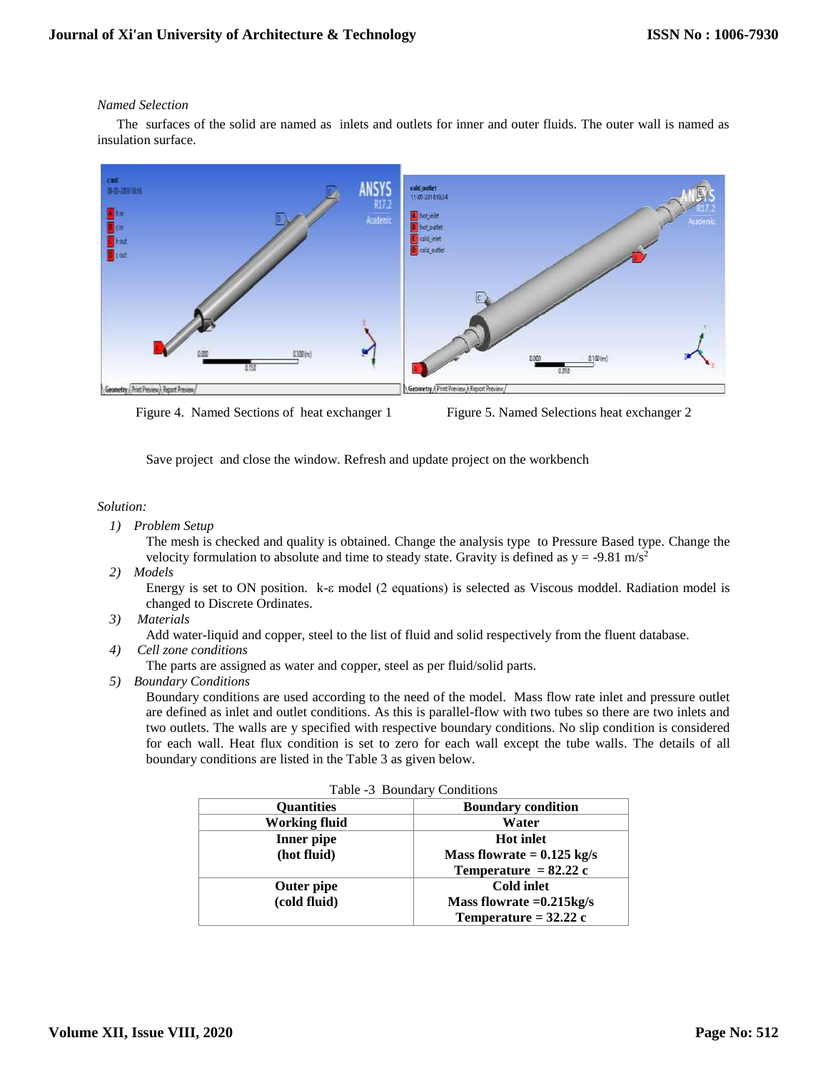*Named Selection*

The surfaces of the solid are named as inlets and outlets for inner and outer fluids. The outer wall is named as insulation surface.

Figure 4. Named Sections of heat exchanger 1

Figure 5. Named Selections heat exchanger 2

Save project and close the window. Refresh and update project on the workbench

*Solution:*

1) *Problem Setup*
   The mesh is checked and quality is obtained. Change the analysis type to Pressure Based type. Change the velocity formulation to absolute and time to steady state. Gravity is defined as y = -9.81 $m/s^2$
2) *Models*
   Energy is set to ON position. k-ε model (2 equations) is selected as Viscous moddel. Radiation model is changed to Discrete Ordinates.
3) *Materials*
   Add water-liquid and copper, steel to the list of fluid and solid respectively from the fluent database.
4) *Cell zone conditions*
   The parts are assigned as water and copper, steel as per fluid/solid parts.
5) *Boundary Conditions*
   Boundary conditions are used according to the need of the model. Mass flow rate inlet and pressure outlet are defined as inlet and outlet conditions. As this is parallel-flow with two tubes so there are two inlets and two outlets. The walls are y specified with respective boundary conditions. No slip condition is considered for each wall. Heat flux condition is set to zero for each wall except the tube walls. The details of all boundary conditions are listed in the Table 3 as given below.

Table -3 Boundary Conditions

| Quantities | Boundary condition |
|---|---|
| **Working fluid** | **Water** |
| **Inner pipe (hot fluid)** | **Hot inlet**<br>**Mass flowrate = 0.125 kg/s**<br>**Temperature = 82.22 c** |
| **Outer pipe (cold fluid)** | **Cold inlet**<br>**Mass flowrate =0.215kg/s**<br>**Temperature = 32.22 c** |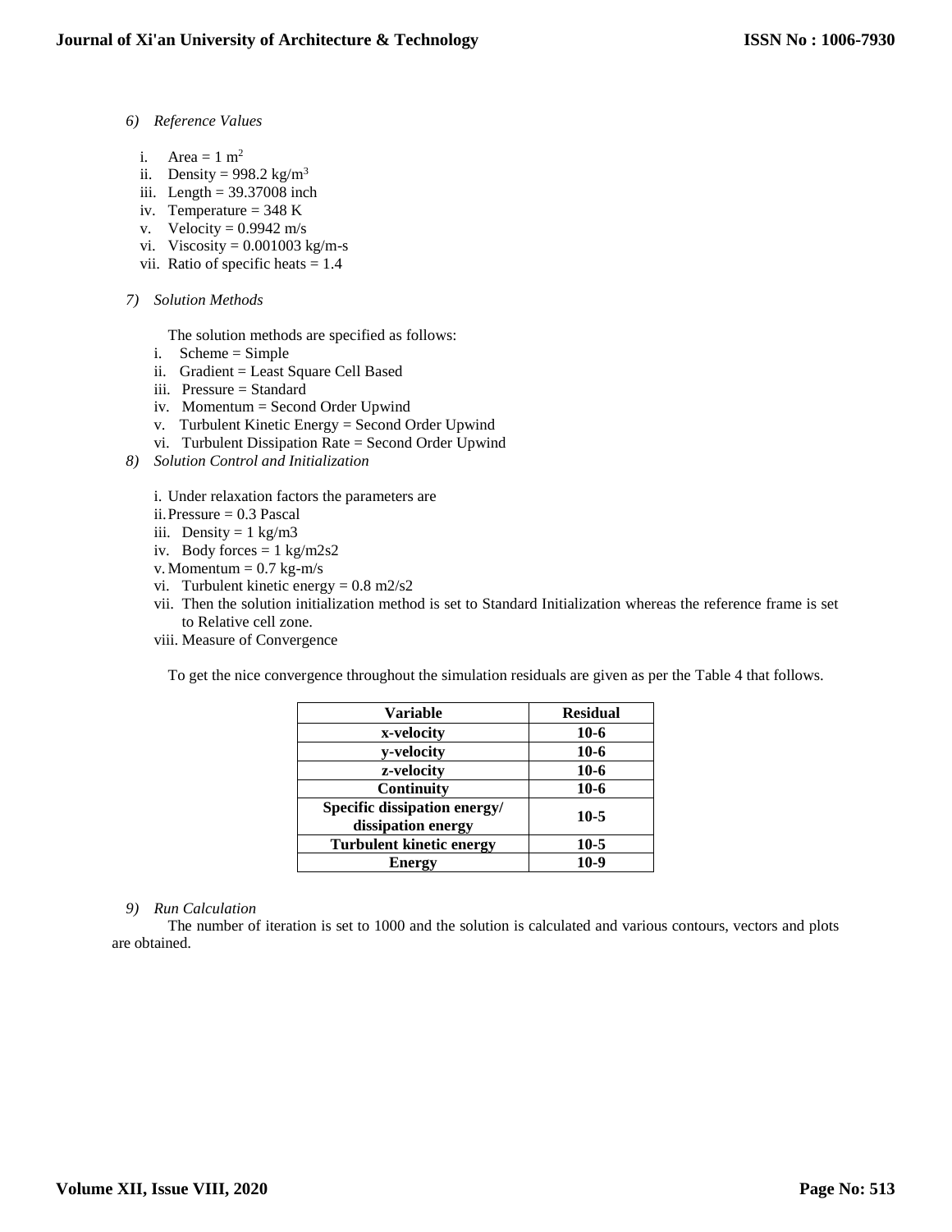*6) Reference Values*

i. Area = 1 $m^2$
ii. Density = 998.2 kg/$m^3$
iii. Length = 39.37008 inch
iv. Temperature = 348 K
v. Velocity = 0.9942 m/s
vi. Viscosity = 0.001003 kg/m-s
vii. Ratio of specific heats = 1.4

*7) Solution Methods*

The solution methods are specified as follows:

i. Scheme = Simple
ii. Gradient = Least Square Cell Based
iii. Pressure = Standard
iv. Momentum = Second Order Upwind
v. Turbulent Kinetic Energy = Second Order Upwind
vi. Turbulent Dissipation Rate = Second Order Upwind

*8) Solution Control and Initialization*

i. Under relaxation factors the parameters are
ii. Pressure = 0.3 Pascal
iii. Density = 1 kg/m3
iv. Body forces = 1 kg/m2s2
v. Momentum = 0.7 kg-m/s
vi. Turbulent kinetic energy = 0.8 m2/s2
vii. Then the solution initialization method is set to Standard Initialization whereas the reference frame is set to Relative cell zone.
viii. Measure of Convergence

To get the nice convergence throughout the simulation residuals are given as per the Table 4 that follows.

| Variable | Residual |
|---|---|
| **x-velocity** | **10-6** |
| **y-velocity** | **10-6** |
| **z-velocity** | **10-6** |
| **Continuity** | **10-6** |
| **Specific dissipation energy/ dissipation energy** | **10-5** |
| **Turbulent kinetic energy** | **10-5** |
| **Energy** | **10-9** |

*9) Run Calculation*

The number of iteration is set to 1000 and the solution is calculated and various contours, vectors and plots are obtained.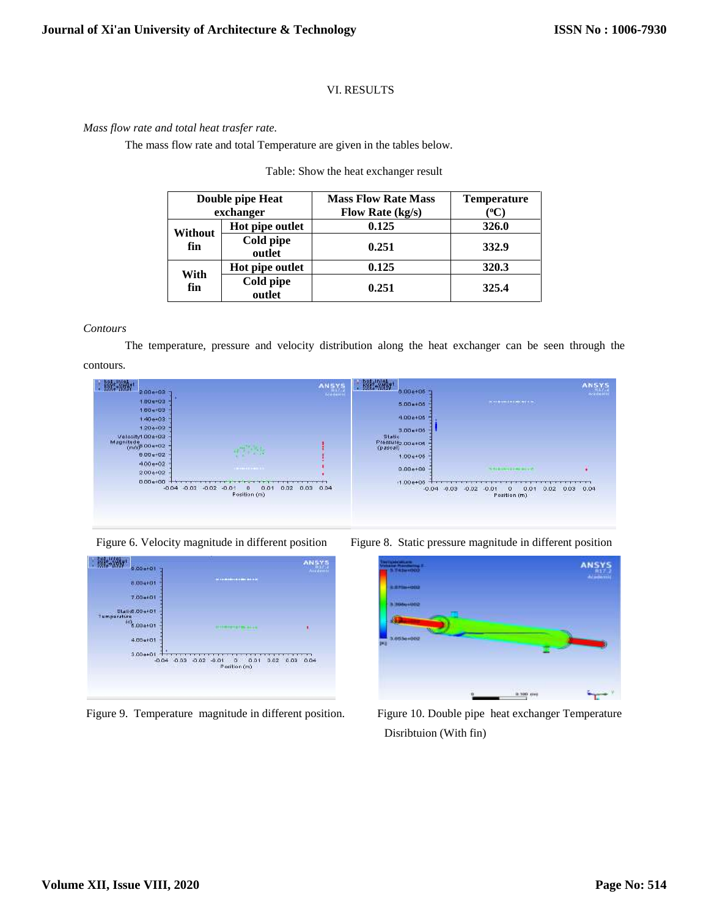## VI. RESULTS

*Mass flow rate and total heat trasfer rate.*

The mass flow rate and total Temperature are given in the tables below.

Table: Show the heat exchanger result

| Double pipe Heat exchanger | | Mass Flow Rate Mass Flow Rate (kg/s) | Temperature ($^{o}$C) |
|---|---|---|---|
| Without fin | Hot pipe outlet | 0.125 | 326.0 |
| | Cold pipe outlet | 0.251 | 332.9 |
| With fin | Hot pipe outlet | 0.125 | 320.3 |
| | Cold pipe outlet | 0.251 | 325.4 |

*Contours*

The temperature, pressure and velocity distribution along the heat exchanger can be seen through the contours.

Figure 6. Velocity magnitude in different position

Figure 8. Static pressure magnitude in different position

Figure 9. Temperature magnitude in different position.

Figure 10. Double pipe heat exchanger Temperature Disribtuion (With fin)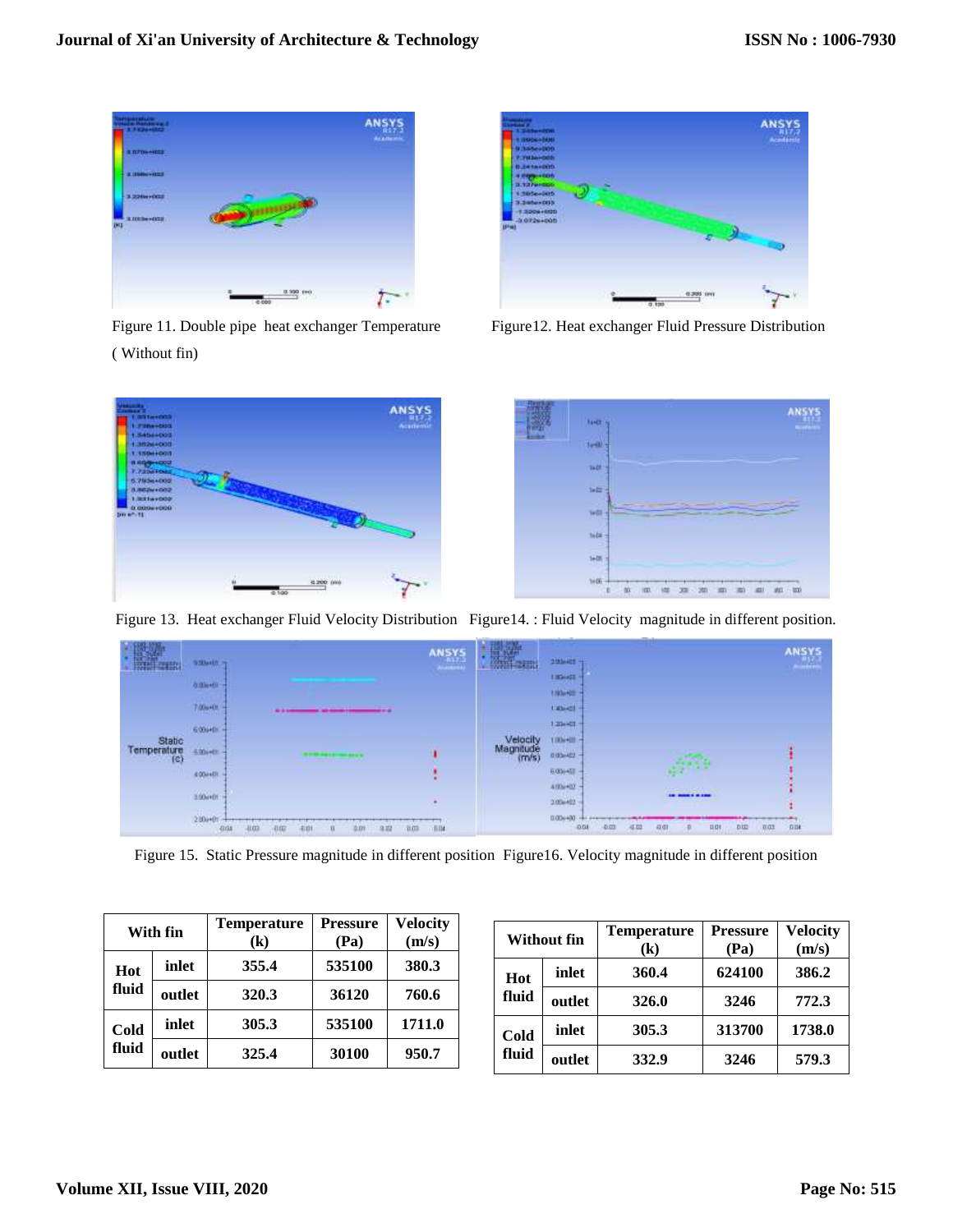Figure 11. Double pipe heat exchanger Temperature ( Without fin)

Figure12. Heat exchanger Fluid Pressure Distribution

Figure 13. Heat exchanger Fluid Velocity Distribution

Figure14. : Fluid Velocity magnitude in different position.

Figure 15. Static Pressure magnitude in different position

Figure16. Velocity magnitude in different position

| With fin | | Temperature (k) | Pressure (Pa) | Velocity (m/s) |
|---|---|---|---|---|
| Hot fluid | inlet | 355.4 | 535100 | 380.3 |
| | outlet | 320.3 | 36120 | 760.6 |
| Cold fluid | inlet | 305.3 | 535100 | 1711.0 |
| | outlet | 325.4 | 30100 | 950.7 |

| Without fin | | Temperature (k) | Pressure (Pa) | Velocity (m/s) |
|---|---|---|---|---|
| Hot fluid | inlet | 360.4 | 624100 | 386.2 |
| | outlet | 326.0 | 3246 | 772.3 |
| Cold fluid | inlet | 305.3 | 313700 | 1738.0 |
| | outlet | 332.9 | 3246 | 579.3 |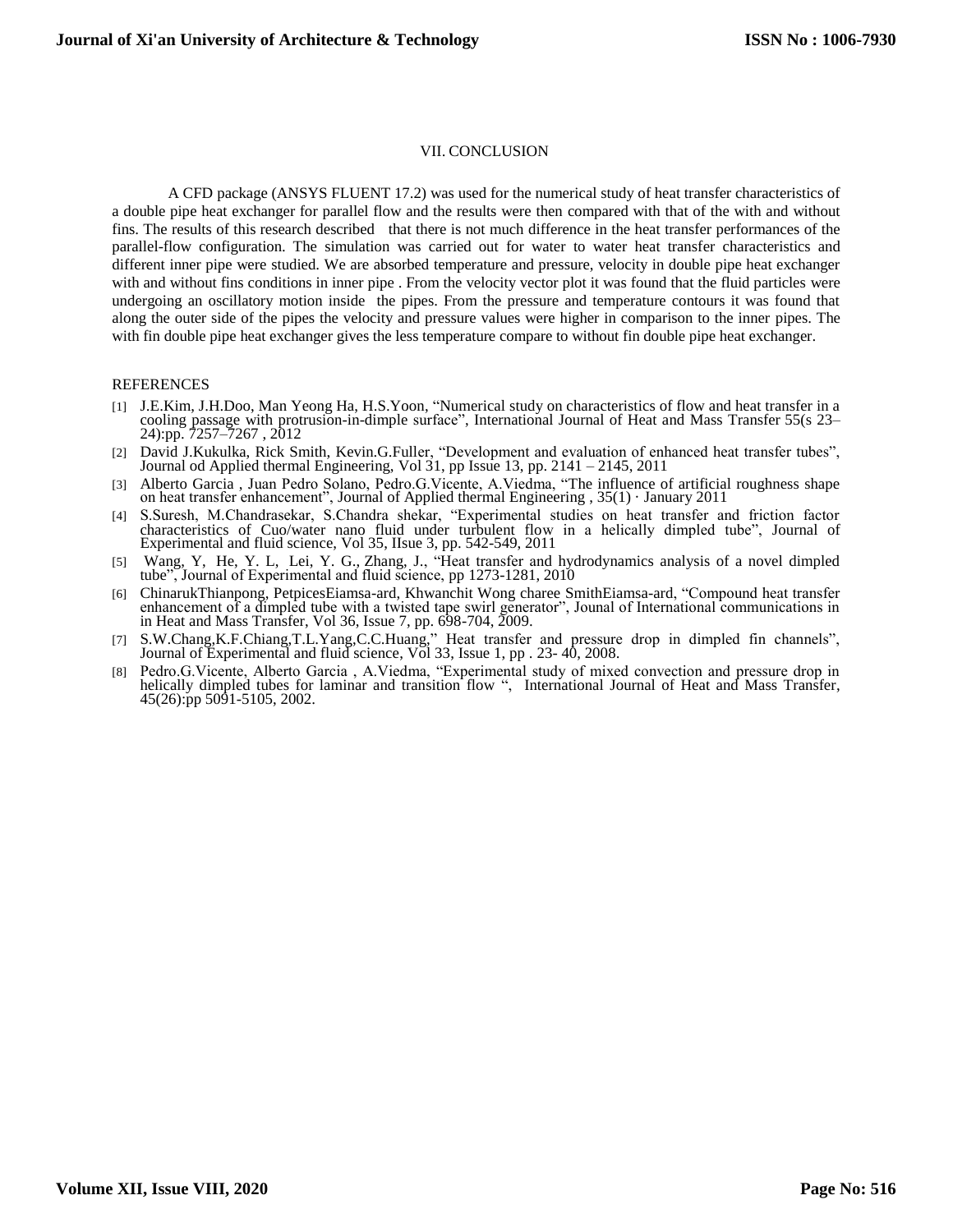## VII. CONCLUSION

A CFD package (ANSYS FLUENT 17.2) was used for the numerical study of heat transfer characteristics of a double pipe heat exchanger for parallel flow and the results were then compared with that of the with and without fins. The results of this research described that there is not much difference in the heat transfer performances of the parallel-flow configuration. The simulation was carried out for water to water heat transfer characteristics and different inner pipe were studied. We are absorbed temperature and pressure, velocity in double pipe heat exchanger with and without fins conditions in inner pipe . From the velocity vector plot it was found that the fluid particles were undergoing an oscillatory motion inside the pipes. From the pressure and temperature contours it was found that along the outer side of the pipes the velocity and pressure values were higher in comparison to the inner pipes. The with fin double pipe heat exchanger gives the less temperature compare to without fin double pipe heat exchanger.

## REFERENCES

[1] J.E.Kim, J.H.Doo, Man Yeong Ha, H.S.Yoon, "Numerical study on characteristics of flow and heat transfer in a cooling passage with protrusion-in-dimple surface", International Journal of Heat and Mass Transfer 55(s 23–24):pp. 7257–7267 , 2012

[2] David J.Kukulka, Rick Smith, Kevin.G.Fuller, "Development and evaluation of enhanced heat transfer tubes", Journal od Applied thermal Engineering, Vol 31, pp Issue 13, pp. 2141 – 2145, 2011

[3] Alberto Garcia , Juan Pedro Solano, Pedro.G.Vicente, A.Viedma, "The influence of artificial roughness shape on heat transfer enhancement", Journal of Applied thermal Engineering , 35(1) · January 2011

[4] S.Suresh, M.Chandrasekar, S.Chandra shekar, "Experimental studies on heat transfer and friction factor characteristics of Cuo/water nano fluid under turbulent flow in a helically dimpled tube", Journal of Experimental and fluid science, Vol 35, IIsue 3, pp. 542-549, 2011

[5] Wang, Y, He, Y. L, Lei, Y. G., Zhang, J., "Heat transfer and hydrodynamics analysis of a novel dimpled tube", Journal of Experimental and fluid science, pp 1273-1281, 2010

[6] ChinarukThianpong, PetpicesEiamsa-ard, Khwanchit Wong charee SmithEiamsa-ard, "Compound heat transfer enhancement of a dimpled tube with a twisted tape swirl generator", Jounal of International communications in in Heat and Mass Transfer, Vol 36, Issue 7, pp. 698-704, 2009.

[7] S.W.Chang,K.F.Chiang,T.L.Yang,C.C.Huang," Heat transfer and pressure drop in dimpled fin channels", Journal of Experimental and fluid science, Vol 33, Issue 1, pp . 23- 40, 2008.

[8] Pedro.G.Vicente, Alberto Garcia , A.Viedma, "Experimental study of mixed convection and pressure drop in helically dimpled tubes for laminar and transition flow ", International Journal of Heat and Mass Transfer, 45(26):pp 5091-5105, 2002.